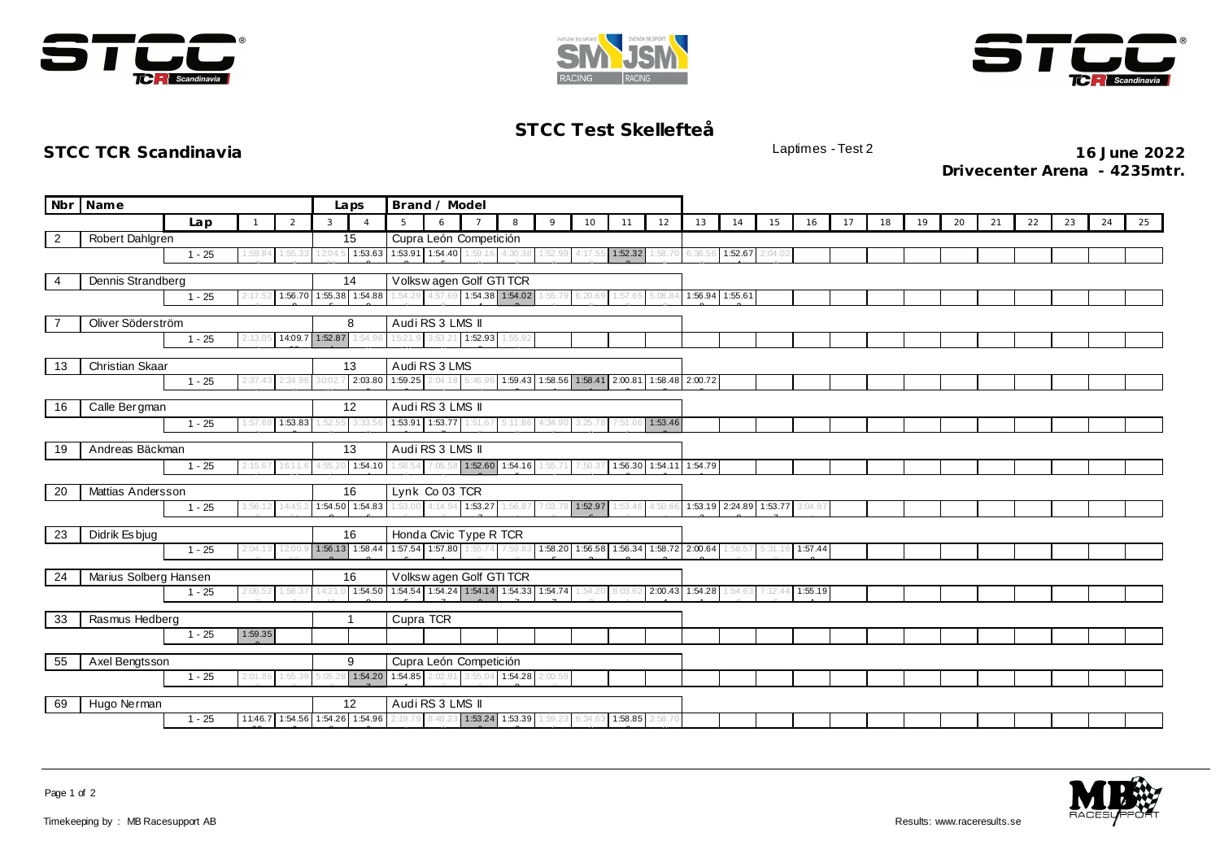# STCC Test Skellefteå

## STCC TCR Scandinavia

Laptimes - Test 2

**16 June 2022**

**Drivecenter Arena - 4235mtr.**

| Nbr | Name | Lap | 1 | 2 | 3 | 4 | 5 | 6 | 7 | 8 | 9 | 10 | 11 | 12 | 13 | 14 | 15 | 16 | 17 | 18 | 19 | 20 | 21 | 22 | 23 | 24 | 25 |
|---|---|---|---|---|---|---|---|---|---|---|---|---|---|---|---|---|---|---|---|---|---|---|---|---|---|---|---|
| 2 | Robert Dahlgren | Laps: 15 | Cupra León Competición | | | | | | | | | | | | | | | | | | | | | | | | |
| | | 1 - 25 | 1:59.84 | 1:55.33 | 12:04.5 | 1:53.63 | 1:53.91 | 1:54.40 | 1:59.16 | 4:30.38 | 1:52.99 | 4:17.55 | 1:52.32 | 1:58.70 | 6:36.56 | 1:52.67 | 2:04.02 | | | | | | | | | | |
| 4 | Dennis Strandberg | Laps: 14 | Volkswagen Golf GTI TCR | | | | | | | | | | | | | | | | | | | | | | | | |
| | | 1 - 25 | 2:17.52 | 1:56.70 | 1:55.38 | 1:54.88 | 1:54.29 | 4:57.69 | 1:54.38 | 1:54.02 | 1:55.79 | 6:20.69 | 1:57.65 | 5:08.84 | 1:56.94 | 1:55.61 | | | | | | | | | | | |
| 7 | Oliver Söderström | Laps: 8 | Audi RS 3 LMS II | | | | | | | | | | | | | | | | | | | | | | | | |
| | | 1 - 25 | 2:13.05 | 14:09.7 | 1:52.87 | 1:54.96 | 15:21.9 | 3:53.21 | 1:52.93 | 1:55.92 | | | | | | | | | | | | | | | | | |
| 13 | Christian Skaar | Laps: 13 | Audi RS 3 LMS | | | | | | | | | | | | | | | | | | | | | | | | |
| | | 1 - 25 | 2:37.43 | 2:24.96 | 30:02.7 | 2:03.80 | 1:59.25 | 2:04.18 | 5:46.96 | 1:59.43 | 1:58.56 | 1:58.41 | 2:00.81 | 1:58.48 | 2:00.72 | | | | | | | | | | | | |
| 16 | Calle Bergman | Laps: 12 | Audi RS 3 LMS II | | | | | | | | | | | | | | | | | | | | | | | | |
| | | 1 - 25 | 1:57.68 | 1:53.83 | 1:52.55 | 3:33.56 | 1:53.91 | 1:53.77 | 1:51.67 | 5:11.86 | 4:34.90 | 3:25.78 | 7:51.06 | 1:53.46 | | | | | | | | | | | | | |
| 19 | Andreas Bäckman | Laps: 13 | Audi RS 3 LMS II | | | | | | | | | | | | | | | | | | | | | | | | |
| | | 1 - 25 | 2:15.67 | 16:11.6 | 4:55.20 | 1:54.10 | 1:58.54 | 7:05.58 | 1:52.60 | 1:54.16 | 1:55.71 | 7:50.37 | 1:56.30 | 1:54.11 | 1:54.79 | | | | | | | | | | | | |
| 20 | Mattias Andersson | Laps: 16 | Lynk Co 03 TCR | | | | | | | | | | | | | | | | | | | | | | | | |
| | | 1 - 25 | 1:56.12 | 14:45.2 | 1:54.50 | 1:54.83 | 1:53.00 | 4:14.94 | 1:53.27 | 1:56.87 | 7:03.78 | 1:52.97 | 1:53.46 | 4:50.66 | 1:53.19 | 2:24.89 | 1:53.77 | 3:04.97 | | | | | | | | | |
| 23 | Didrik Esbjug | Laps: 16 | Honda Civic Type R TCR | | | | | | | | | | | | | | | | | | | | | | | | |
| | | 1 - 25 | 2:04.13 | 12:00.9 | 1:56.13 | 1:58.44 | 1:57.54 | 1:57.80 | 1:55.74 | 7:59.83 | 1:58.20 | 1:56.58 | 1:56.34 | 1:58.72 | 2:00.64 | 1:58.57 | 5:31.16 | 1:57.44 | | | | | | | | | |
| 24 | Marius Solberg Hansen | Laps: 16 | Volkswagen Golf GTI TCR | | | | | | | | | | | | | | | | | | | | | | | | |
| | | 1 - 25 | 2:06.52 | 1:58.37 | 14:21.0 | 1:54.50 | 1:54.54 | 1:54.24 | 1:54.14 | 1:54.33 | 1:54.74 | 1:54.20 | 8:03.62 | 2:00.43 | 1:54.28 | 1:54.63 | 7:12.44 | 1:55.19 | | | | | | | | | |
| 33 | Rasmus Hedberg | Laps: 1 | Cupra TCR | | | | | | | | | | | | | | | | | | | | | | | | |
| | | 1 - 25 | 1:59.35 | | | | | | | | | | | | | | | | | | | | | | | | |
| 55 | Axel Bengtsson | Laps: 9 | Cupra León Competición | | | | | | | | | | | | | | | | | | | | | | | | |
| | | 1 - 25 | 2:01.86 | 1:55.39 | 5:05.28 | 1:54.20 | 1:54.85 | 2:02.91 | 3:55.04 | 1:54.28 | 2:00.59 | | | | | | | | | | | | | | | | |
| 69 | Hugo Nerman | Laps: 12 | Audi RS 3 LMS II | | | | | | | | | | | | | | | | | | | | | | | | |
| | | 1 - 25 | 11:46.7 | 1:54.56 | 1:54.26 | 1:54.96 | 2:19.79 | 8:48.23 | 1:53.24 | 1:53.39 | 1:59.23 | 6:34.63 | 1:58.85 | 2:58.70 | | | | | | | | | | | | | |

Timekeeping by : MB Racesupport AB

Results: www.raceresults.se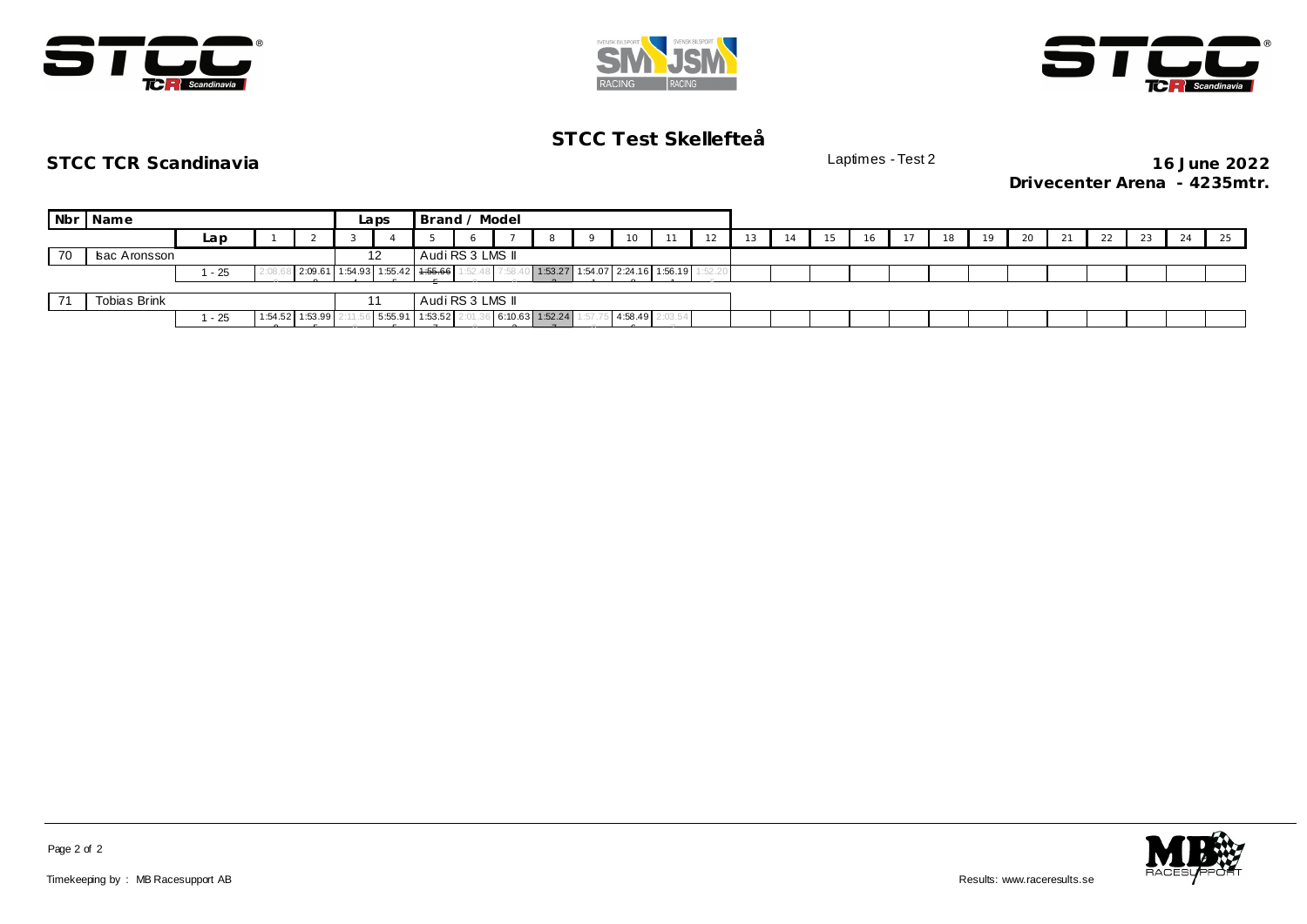# STCC Test Skellefteå

## STCC TCR Scandinavia

Laptimes - Test 2

**16 June 2022**

**Drivecenter Arena - 4235mtr.**

| Nbr | Name | Lap | 1 | 2 | 3 | 4 | 5 | 6 | 7 | 8 | 9 | 10 | 11 | 12 | 13 | 14 | 15 | 16 | 17 | 18 | 19 | 20 | 21 | 22 | 23 | 24 | 25 |
|---|---|---|---|---|---|---|---|---|---|---|---|---|---|---|---|---|---|---|---|---|---|---|---|---|---|---|---|
| 70 | Isac Aronsson | Laps: 12 | Audi RS 3 LMS II | | | | | | | | | | | | | | | | | | | | | | | | |
| | | 1 - 25 | 2:08.68 | 2:09.61 | 1:54.93 | 1:55.42 | ~~1:55.66~~ | 1:52.48 | 7:58.40 | 1:53.27 | 1:54.07 | 2:24.16 | 1:56.19 | 1:52.20 | | | | | | | | | | | | | |
| 71 | Tobias Brink | Laps: 11 | Audi RS 3 LMS II | | | | | | | | | | | | | | | | | | | | | | | | |
| | | 1 - 25 | 1:54.52 | 1:53.99 | 2:11.56 | 5:55.91 | 1:53.52 | 2:01.36 | 6:10.63 | 1:52.24 | 1:57.75 | 4:58.49 | 2:03.54 | | | | | | | | | | | | | | |

Timekeeping by : MB Racesupport AB

Results: www.raceresults.se